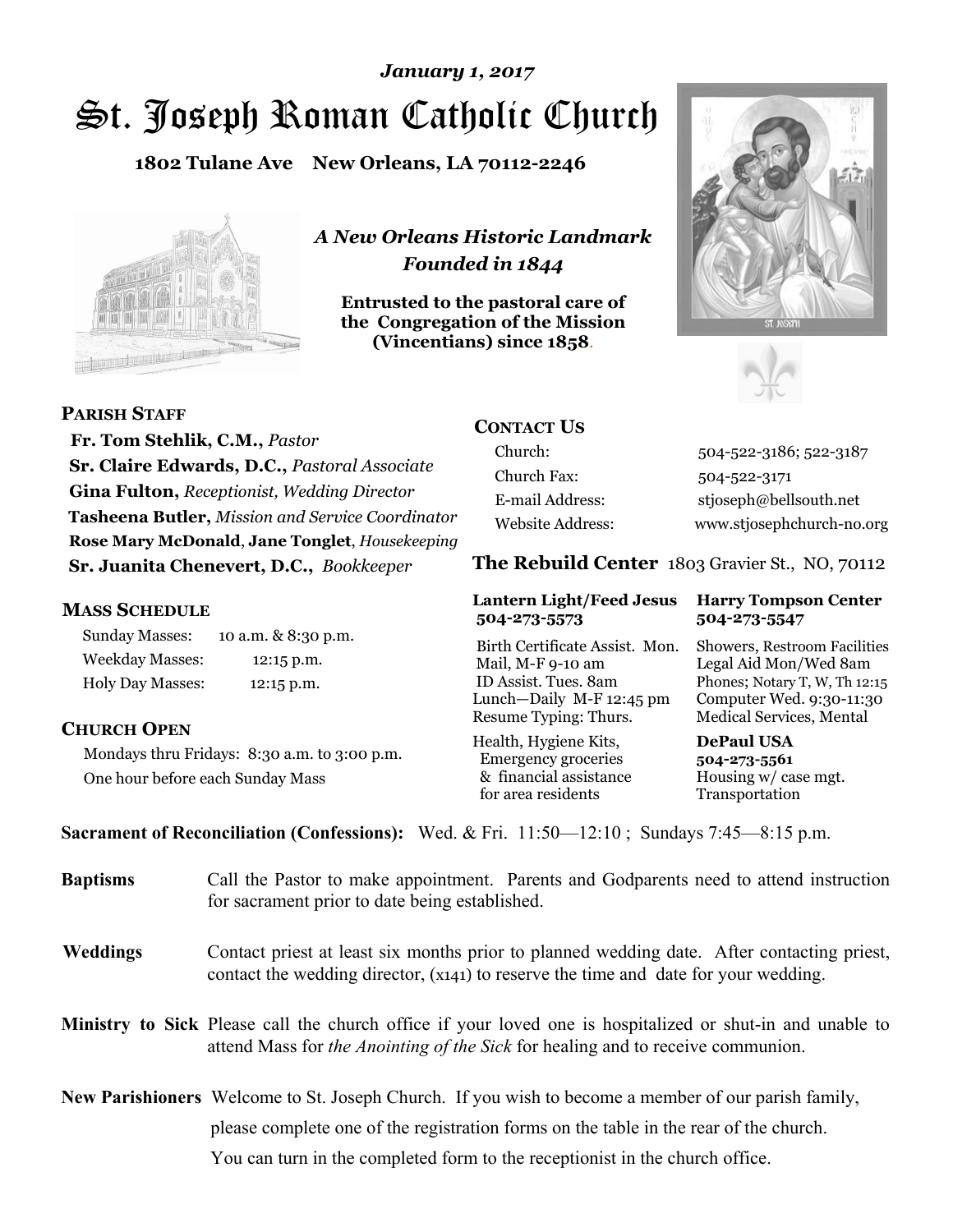*January 1, 2017*

# St. Joseph Roman Catholic Church

**1802 Tulane Ave New Orleans, LA 70112-2246**

*A New Orleans Historic Landmark*
*Founded in 1844*

**Entrusted to the pastoral care of the Congregation of the Mission (Vincentians) since 1858.**

## PARISH STAFF

**Fr. Tom Stehlik, C.M.,** *Pastor*
**Sr. Claire Edwards, D.C.,** *Pastoral Associate*
**Gina Fulton,** *Receptionist, Wedding Director*
**Tasheena Butler,** *Mission and Service Coordinator*
**Rose Mary McDonald**, **Jane Tonglet**, *Housekeeping*
**Sr. Juanita Chenevert, D.C.,** *Bookkeeper*

## MASS SCHEDULE

| | |
|---|---|
| Sunday Masses: | 10 a.m. & 8:30 p.m. |
| Weekday Masses: | 12:15 p.m. |
| Holy Day Masses: | 12:15 p.m. |

## CHURCH OPEN

Mondays thru Fridays: 8:30 a.m. to 3:00 p.m.
One hour before each Sunday Mass

## CONTACT US

| | |
|---|---|
| Church: | 504-522-3186; 522-3187 |
| Church Fax: | 504-522-3171 |
| E-mail Address: | stjoseph@bellsouth.net |
| Website Address: | www.stjosephchurch-no.org |

## The Rebuild Center 1803 Gravier St., NO, 70112

**Lantern Light/Feed Jesus 504-273-5573**

Birth Certificate Assist. Mon.
Mail, M-F 9-10 am
ID Assist. Tues. 8am
Lunch—Daily M-F 12:45 pm
Resume Typing: Thurs.

Health, Hygiene Kits, Emergency groceries & financial assistance for area residents

**Harry Tompson Center 504-273-5547**

Showers, Restroom Facilities
Legal Aid Mon/Wed 8am
Phones; Notary T, W, Th 12:15
Computer Wed. 9:30-11:30
Medical Services, Mental

**DePaul USA 504-273-5561**

Housing w/ case mgt.
Transportation

**Sacrament of Reconciliation (Confessions):** Wed. & Fri. 11:50—12:10 ; Sundays 7:45—8:15 p.m.

**Baptisms** Call the Pastor to make appointment. Parents and Godparents need to attend instruction for sacrament prior to date being established.

**Weddings** Contact priest at least six months prior to planned wedding date. After contacting priest, contact the wedding director, (x141) to reserve the time and date for your wedding.

**Ministry to Sick** Please call the church office if your loved one is hospitalized or shut-in and unable to attend Mass for *the Anointing of the Sick* for healing and to receive communion.

**New Parishioners** Welcome to St. Joseph Church. If you wish to become a member of our parish family, please complete one of the registration forms on the table in the rear of the church. You can turn in the completed form to the receptionist in the church office.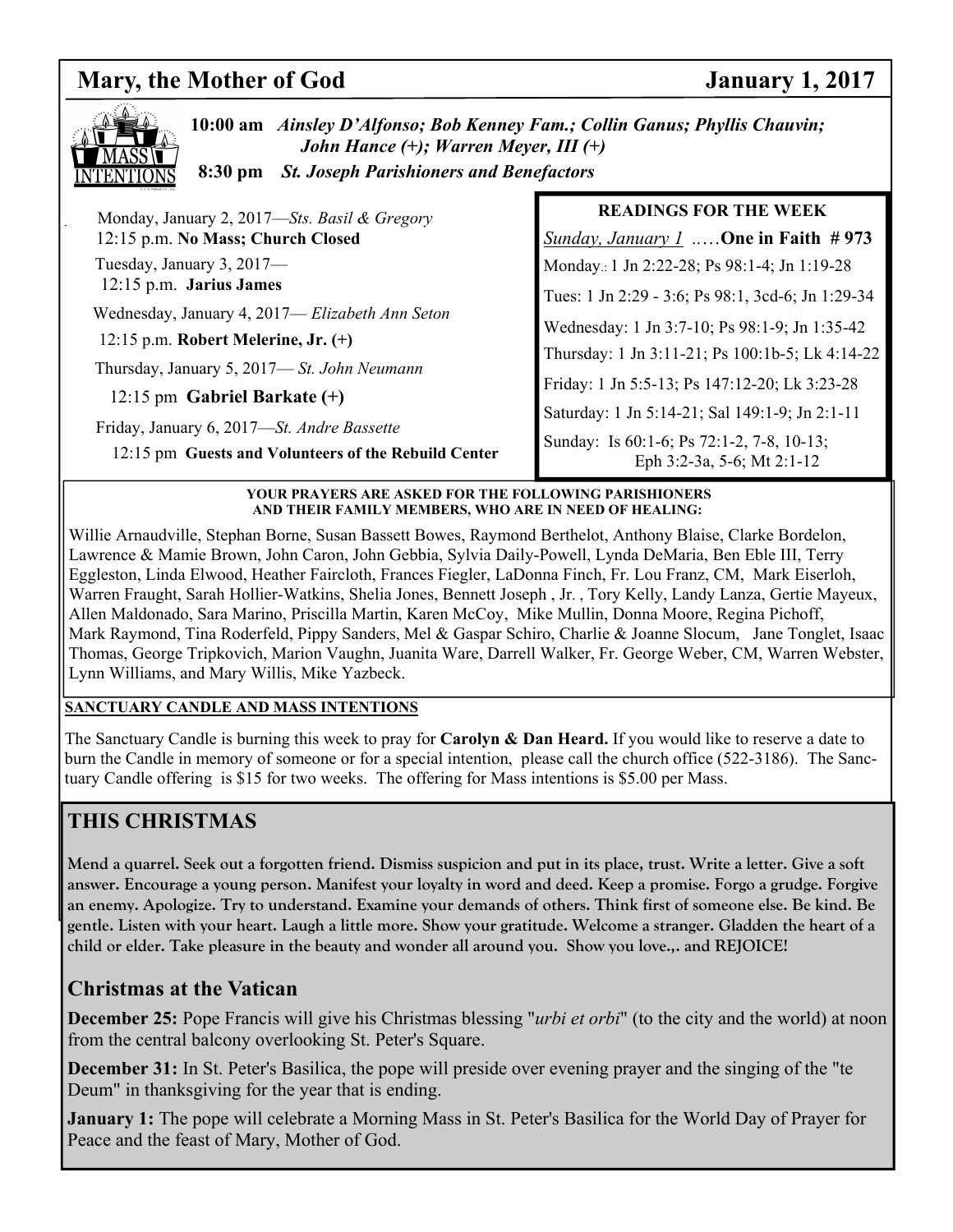# Mary, the Mother of God — January 1, 2017

**10:00 am** *Ainsley D'Alfonso; Bob Kenney Fam.; Collin Ganus; Phyllis Chauvin; John Hance (+); Warren Meyer, III (+)*

**8:30 pm** *St. Joseph Parishioners and Benefactors*

Monday, January 2, 2017—*Sts. Basil & Gregory*
12:15 p.m. **No Mass; Church Closed**

Tuesday, January 3, 2017—
12:15 p.m. **Jarius James**

Wednesday, January 4, 2017— *Elizabeth Ann Seton*
12:15 p.m. **Robert Melerine, Jr. (+)**

Thursday, January 5, 2017— *St. John Neumann*
12:15 pm **Gabriel Barkate (+)**

Friday, January 6, 2017—*St. Andre Bassette*
12:15 pm **Guests and Volunteers of the Rebuild Center**

**READINGS FOR THE WEEK**

*Sunday, January 1* ..…**One in Faith # 973**

Monday.: 1 Jn 2:22-28; Ps 98:1-4; Jn 1:19-28

Tues: 1 Jn 2:29 - 3:6; Ps 98:1, 3cd-6; Jn 1:29-34

Wednesday: 1 Jn 3:7-10; Ps 98:1-9; Jn 1:35-42

Thursday: 1 Jn 3:11-21; Ps 100:1b-5; Lk 4:14-22

Friday: 1 Jn 5:5-13; Ps 147:12-20; Lk 3:23-28

Saturday: 1 Jn 5:14-21; Sal 149:1-9; Jn 2:1-11

Sunday: Is 60:1-6; Ps 72:1-2, 7-8, 10-13; Eph 3:2-3a, 5-6; Mt 2:1-12

**YOUR PRAYERS ARE ASKED FOR THE FOLLOWING PARISHIONERS AND THEIR FAMILY MEMBERS, WHO ARE IN NEED OF HEALING:**

Willie Arnaudville, Stephan Borne, Susan Bassett Bowes, Raymond Berthelot, Anthony Blaise, Clarke Bordelon, Lawrence & Mamie Brown, John Caron, John Gebbia, Sylvia Daily-Powell, Lynda DeMaria, Ben Eble III, Terry Eggleston, Linda Elwood, Heather Faircloth, Frances Fiegler, LaDonna Finch, Fr. Lou Franz, CM, Mark Eiserloh, Warren Fraught, Sarah Hollier-Watkins, Shelia Jones, Bennett Joseph , Jr. , Tory Kelly, Landy Lanza, Gertie Mayeux, Allen Maldonado, Sara Marino, Priscilla Martin, Karen McCoy, Mike Mullin, Donna Moore, Regina Pichoff, Mark Raymond, Tina Roderfeld, Pippy Sanders, Mel & Gaspar Schiro, Charlie & Joanne Slocum, Jane Tonglet, Isaac Thomas, George Tripkovich, Marion Vaughn, Juanita Ware, Darrell Walker, Fr. George Weber, CM, Warren Webster, Lynn Williams, and Mary Willis, Mike Yazbeck.

**SANCTUARY CANDLE AND MASS INTENTIONS**

The Sanctuary Candle is burning this week to pray for **Carolyn & Dan Heard.** If you would like to reserve a date to burn the Candle in memory of someone or for a special intention, please call the church office (522-3186). The Sanctuary Candle offering is $15 for two weeks. The offering for Mass intentions is $5.00 per Mass.

## THIS CHRISTMAS

**Mend a quarrel. Seek out a forgotten friend. Dismiss suspicion and put in its place, trust. Write a letter. Give a soft answer. Encourage a young person. Manifest your loyalty in word and deed. Keep a promise. Forgo a grudge. Forgive an enemy. Apologize. Try to understand. Examine your demands of others. Think first of someone else. Be kind. Be gentle. Listen with your heart. Laugh a little more. Show your gratitude. Welcome a stranger. Gladden the heart of a child or elder. Take pleasure in the beauty and wonder all around you. Show you love.,. and REJOICE!**

## Christmas at the Vatican

**December 25:** Pope Francis will give his Christmas blessing "*urbi et orbi*" (to the city and the world) at noon from the central balcony overlooking St. Peter's Square.

**December 31:** In St. Peter's Basilica, the pope will preside over evening prayer and the singing of the "te Deum" in thanksgiving for the year that is ending.

**January 1:** The pope will celebrate a Morning Mass in St. Peter's Basilica for the World Day of Prayer for Peace and the feast of Mary, Mother of God.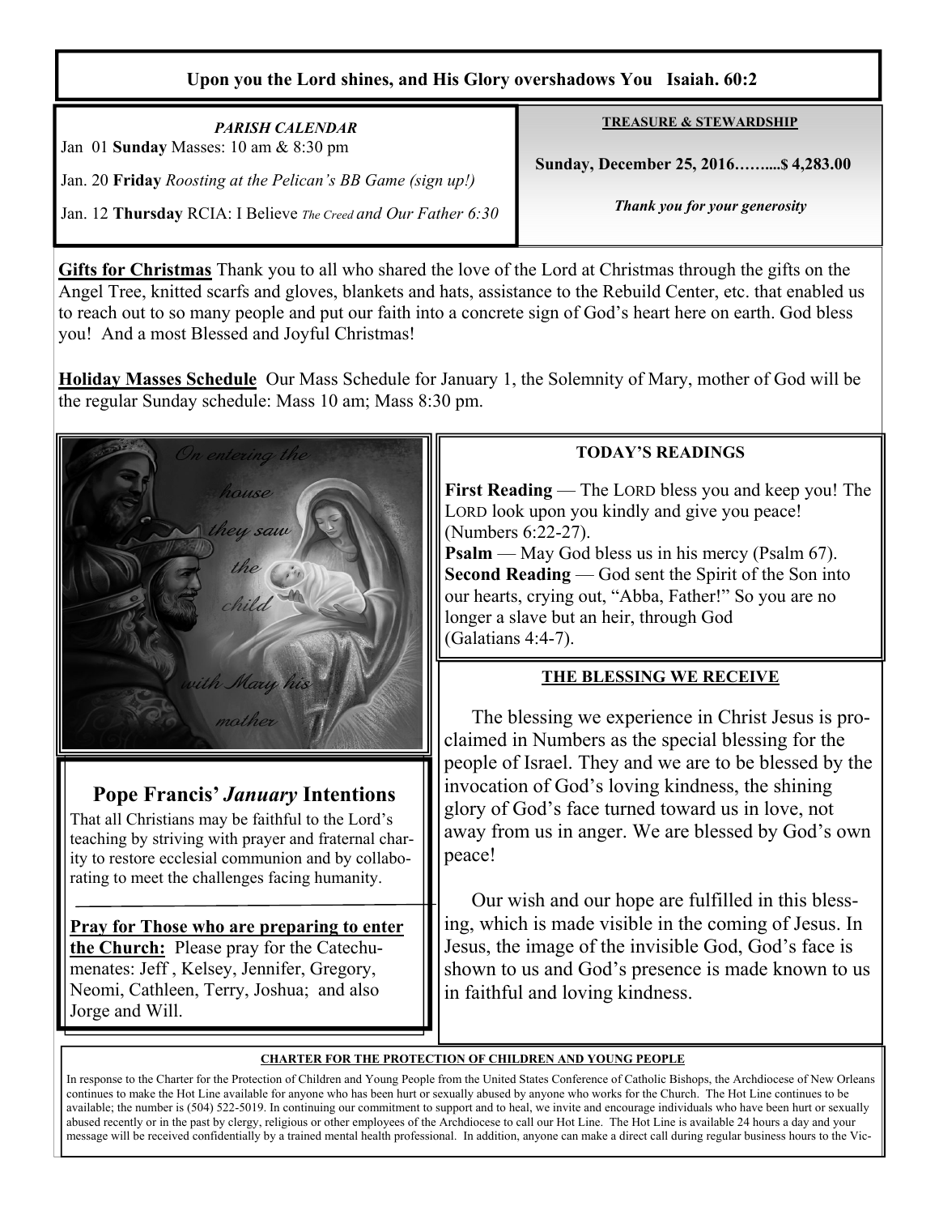**Upon you the Lord shines, and His Glory overshadows You Isaiah. 60:2**

***PARISH CALENDAR***

Jan 01 **Sunday** Masses: 10 am & 8:30 pm

Jan. 20 **Friday** *Roosting at the Pelican's BB Game (sign up!)*

Jan. 12 **Thursday** RCIA: I Believe *The Creed and Our Father 6:30*

**TREASURE & STEWARDSHIP**

**Sunday, December 25, 2016……....$ 4,283.00**

***Thank you for your generosity***

**Gifts for Christmas** Thank you to all who shared the love of the Lord at Christmas through the gifts on the Angel Tree, knitted scarfs and gloves, blankets and hats, assistance to the Rebuild Center, etc. that enabled us to reach out to so many people and put our faith into a concrete sign of God's heart here on earth. God bless you! And a most Blessed and Joyful Christmas!

**Holiday Masses Schedule** Our Mass Schedule for January 1, the Solemnity of Mary, mother of God will be the regular Sunday schedule: Mass 10 am; Mass 8:30 pm.

*On entering the house they saw the child with Mary his mother*

## Pope Francis' *January* Intentions

That all Christians may be faithful to the Lord's teaching by striving with prayer and fraternal charity to restore ecclesial communion and by collaborating to meet the challenges facing humanity.

**Pray for Those who are preparing to enter the Church:** Please pray for the Catechumenates: Jeff , Kelsey, Jennifer, Gregory, Neomi, Cathleen, Terry, Joshua; and also Jorge and Will.

**TODAY'S READINGS**

**First Reading** — The LORD bless you and keep you! The LORD look upon you kindly and give you peace! (Numbers 6:22-27).
**Psalm** — May God bless us in his mercy (Psalm 67).
**Second Reading** — God sent the Spirit of the Son into our hearts, crying out, "Abba, Father!" So you are no longer a slave but an heir, through God (Galatians 4:4-7).

**THE BLESSING WE RECEIVE**

The blessing we experience in Christ Jesus is proclaimed in Numbers as the special blessing for the people of Israel. They and we are to be blessed by the invocation of God's loving kindness, the shining glory of God's face turned toward us in love, not away from us in anger. We are blessed by God's own peace!

Our wish and our hope are fulfilled in this blessing, which is made visible in the coming of Jesus. In Jesus, the image of the invisible God, God's face is shown to us and God's presence is made known to us in faithful and loving kindness.

**CHARTER FOR THE PROTECTION OF CHILDREN AND YOUNG PEOPLE**

In response to the Charter for the Protection of Children and Young People from the United States Conference of Catholic Bishops, the Archdiocese of New Orleans continues to make the Hot Line available for anyone who has been hurt or sexually abused by anyone who works for the Church. The Hot Line continues to be available; the number is (504) 522-5019. In continuing our commitment to support and to heal, we invite and encourage individuals who have been hurt or sexually abused recently or in the past by clergy, religious or other employees of the Archdiocese to call our Hot Line. The Hot Line is available 24 hours a day and your message will be received confidentially by a trained mental health professional. In addition, anyone can make a direct call during regular business hours to the Vic-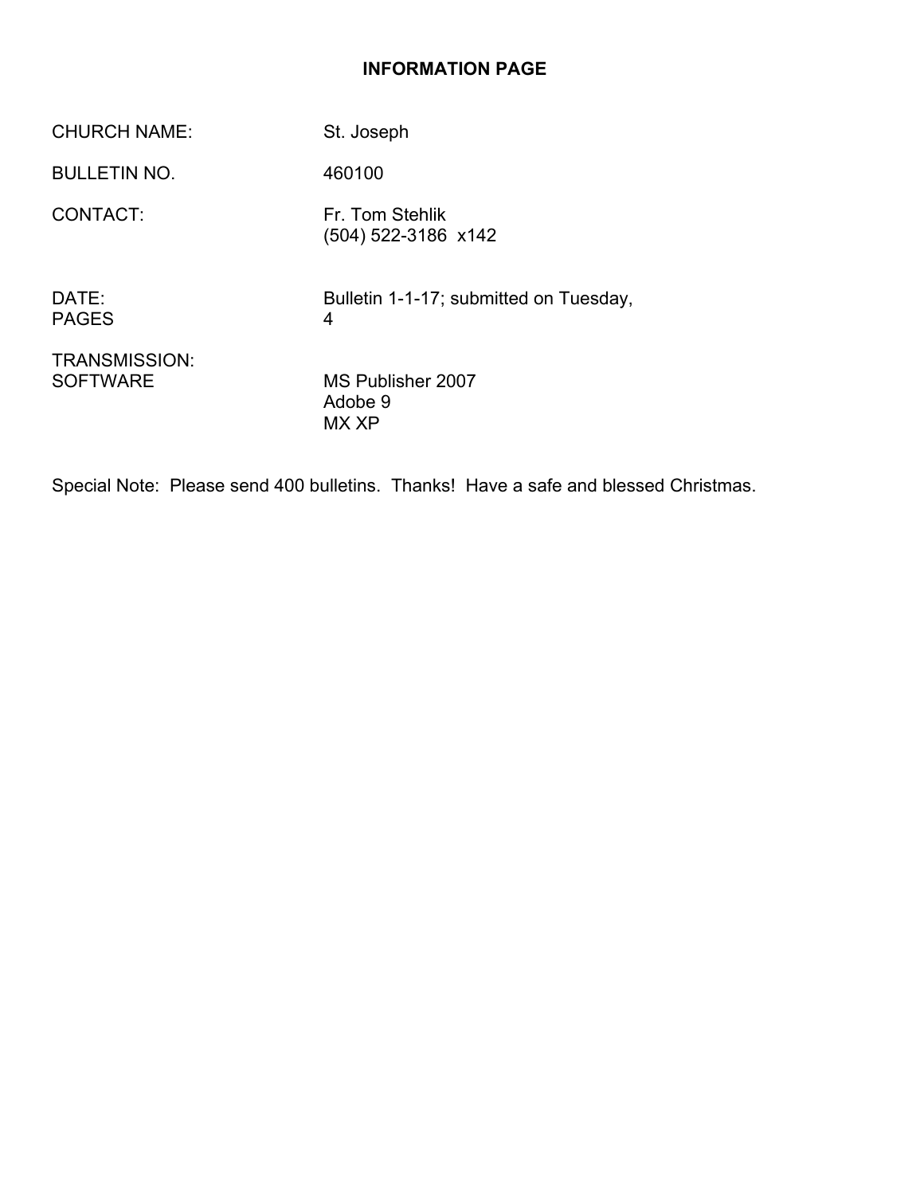# INFORMATION PAGE

| | |
|---|---|
| CHURCH NAME: | St. Joseph |
| BULLETIN NO. | 460100 |
| CONTACT: | Fr. Tom Stehlik<br>(504) 522-3186 x142 |
| DATE:<br>PAGES | Bulletin 1-1-17; submitted on Tuesday,<br>4 |
| TRANSMISSION:<br>SOFTWARE | MS Publisher 2007<br>Adobe 9<br>MX XP |

Special Note: Please send 400 bulletins. Thanks! Have a safe and blessed Christmas.